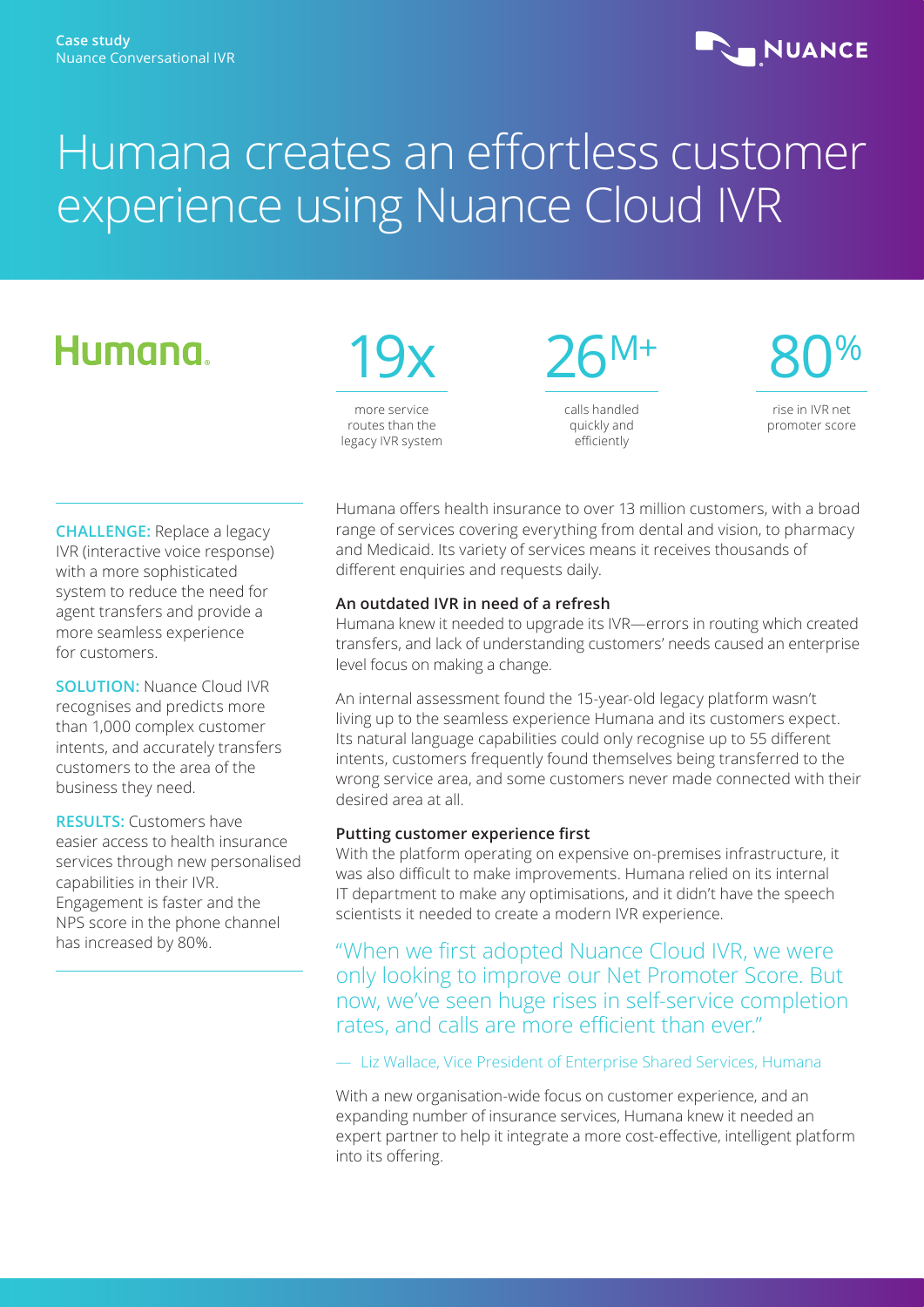Case study
Nuance Conversational IVR

# Humana creates an effortless customer experience using Nuance Cloud IVR

**19x** more service routes than the legacy IVR system

**26M+** calls handled quickly and efficiently

**80%** rise in IVR net promoter score

**CHALLENGE:** Replace a legacy IVR (interactive voice response) with a more sophisticated system to reduce the need for agent transfers and provide a more seamless experience for customers.

**SOLUTION:** Nuance Cloud IVR recognises and predicts more than 1,000 complex customer intents, and accurately transfers customers to the area of the business they need.

**RESULTS:** Customers have easier access to health insurance services through new personalised capabilities in their IVR. Engagement is faster and the NPS score in the phone channel has increased by 80%.

Humana offers health insurance to over 13 million customers, with a broad range of services covering everything from dental and vision, to pharmacy and Medicaid. Its variety of services means it receives thousands of different enquiries and requests daily.

### An outdated IVR in need of a refresh

Humana knew it needed to upgrade its IVR—errors in routing which created transfers, and lack of understanding customers' needs caused an enterprise level focus on making a change.

An internal assessment found the 15-year-old legacy platform wasn't living up to the seamless experience Humana and its customers expect. Its natural language capabilities could only recognise up to 55 different intents, customers frequently found themselves being transferred to the wrong service area, and some customers never made connected with their desired area at all.

### Putting customer experience first

With the platform operating on expensive on-premises infrastructure, it was also difficult to make improvements. Humana relied on its internal IT department to make any optimisations, and it didn't have the speech scientists it needed to create a modern IVR experience.

> "When we first adopted Nuance Cloud IVR, we were only looking to improve our Net Promoter Score. But now, we've seen huge rises in self-service completion rates, and calls are more efficient than ever."
>
> — Liz Wallace, Vice President of Enterprise Shared Services, Humana

With a new organisation-wide focus on customer experience, and an expanding number of insurance services, Humana knew it needed an expert partner to help it integrate a more cost-effective, intelligent platform into its offering.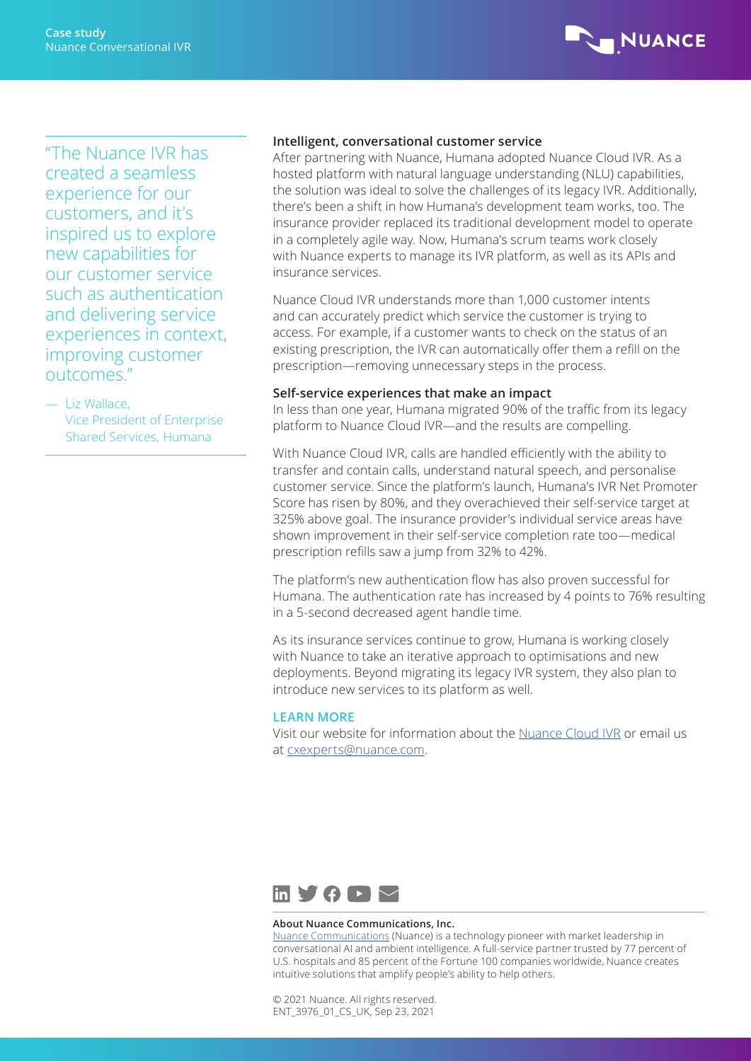> "The Nuance IVR has created a seamless experience for our customers, and it's inspired us to explore new capabilities for our customer service such as authentication and delivering service experiences in context, improving customer outcomes."
>
> — Liz Wallace, Vice President of Enterprise Shared Services, Humana

**Intelligent, conversational customer service**

After partnering with Nuance, Humana adopted Nuance Cloud IVR. As a hosted platform with natural language understanding (NLU) capabilities, the solution was ideal to solve the challenges of its legacy IVR. Additionally, there's been a shift in how Humana's development team works, too. The insurance provider replaced its traditional development model to operate in a completely agile way. Now, Humana's scrum teams work closely with Nuance experts to manage its IVR platform, as well as its APIs and insurance services.

Nuance Cloud IVR understands more than 1,000 customer intents and can accurately predict which service the customer is trying to access. For example, if a customer wants to check on the status of an existing prescription, the IVR can automatically offer them a refill on the prescription—removing unnecessary steps in the process.

**Self-service experiences that make an impact**

In less than one year, Humana migrated 90% of the traffic from its legacy platform to Nuance Cloud IVR—and the results are compelling.

With Nuance Cloud IVR, calls are handled efficiently with the ability to transfer and contain calls, understand natural speech, and personalise customer service. Since the platform's launch, Humana's IVR Net Promoter Score has risen by 80%, and they overachieved their self-service target at 325% above goal. The insurance provider's individual service areas have shown improvement in their self-service completion rate too—medical prescription refills saw a jump from 32% to 42%.

The platform's new authentication flow has also proven successful for Humana. The authentication rate has increased by 4 points to 76% resulting in a 5-second decreased agent handle time.

As its insurance services continue to grow, Humana is working closely with Nuance to take an iterative approach to optimisations and new deployments. Beyond migrating its legacy IVR system, they also plan to introduce new services to its platform as well.

**LEARN MORE**

Visit our website for information about the Nuance Cloud IVR or email us at cxexperts@nuance.com.

**About Nuance Communications, Inc.**

Nuance Communications (Nuance) is a technology pioneer with market leadership in conversational AI and ambient intelligence. A full-service partner trusted by 77 percent of U.S. hospitals and 85 percent of the Fortune 100 companies worldwide, Nuance creates intuitive solutions that amplify people's ability to help others.

© 2021 Nuance. All rights reserved.
ENT_3976_01_CS_UK, Sep 23, 2021